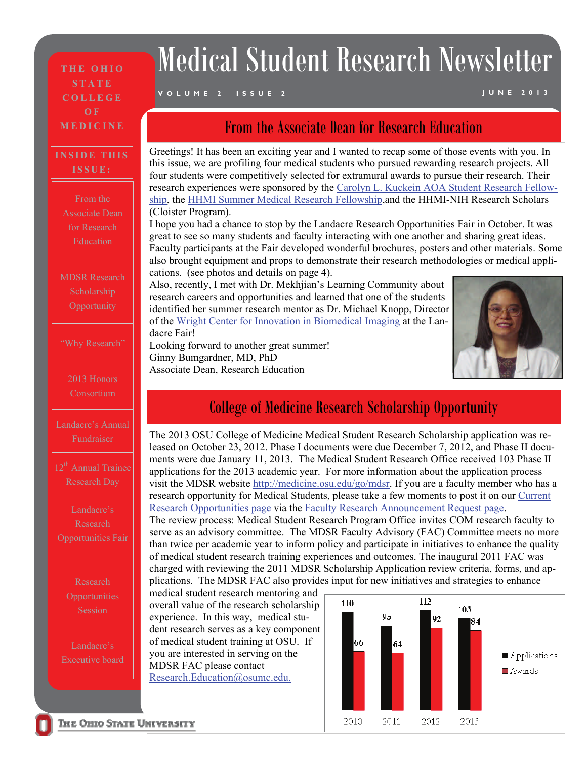# Medical Student Research Newsletter

VOLUME 2 ISSUE 2 — JUNE 2013

THE OHIO STATE COLLEGE OF MEDICINE

**INSIDE THIS ISSUE:**

- From the Associate Dean for Research Education
- MDSR Research Scholarship Opportunity
- "Why Research"
- 2013 Honors Consortium
- Landacre's Annual Fundraiser
- 12th Annual Trainee Research Day
- Landacre's Research Opportunities Fair
- Research Opportunities Session
- Landacre's Executive board

## From the Associate Dean for Research Education

Greetings! It has been an exciting year and I wanted to recap some of those events with you. In this issue, we are profiling four medical students who pursued rewarding research projects. All four students were competitively selected for extramural awards to pursue their research. Their research experiences were sponsored by the Carolyn L. Kuckein AOA Student Research Fellowship, the HHMI Summer Medical Research Fellowship,and the HHMI-NIH Research Scholars (Cloister Program).

I hope you had a chance to stop by the Landacre Research Opportunities Fair in October. It was great to see so many students and faculty interacting with one another and sharing great ideas. Faculty participants at the Fair developed wonderful brochures, posters and other materials. Some also brought equipment and props to demonstrate their research methodologies or medical applications. (see photos and details on page 4).

Also, recently, I met with Dr. Mekhjian's Learning Community about research careers and opportunities and learned that one of the students identified her summer research mentor as Dr. Michael Knopp, Director of the Wright Center for Innovation in Biomedical Imaging at the Landacre Fair!

Looking forward to another great summer!

Ginny Bumgardner, MD, PhD
Associate Dean, Research Education

## College of Medicine Research Scholarship Opportunity

The 2013 OSU College of Medicine Medical Student Research Scholarship application was released on October 23, 2012. Phase I documents were due December 7, 2012, and Phase II documents were due January 11, 2013. The Medical Student Research Office received 103 Phase II applications for the 2013 academic year. For more information about the application process visit the MDSR website http://medicine.osu.edu/go/mdsr. If you are a faculty member who has a research opportunity for Medical Students, please take a few moments to post it on our Current Research Opportunities page via the Faculty Research Announcement Request page.

The review process: Medical Student Research Program Office invites COM research faculty to serve as an advisory committee. The MDSR Faculty Advisory (FAC) Committee meets no more than twice per academic year to inform policy and participate in initiatives to enhance the quality of medical student research training experiences and outcomes. The inaugural 2011 FAC was charged with reviewing the 2011 MDSR Scholarship Application review criteria, forms, and applications. The MDSR FAC also provides input for new initiatives and strategies to enhance medical student research mentoring and overall value of the research scholarship experience. In this way, medical student research serves as a key component of medical student training at OSU. If you are interested in serving on the MDSR FAC please contact Research.Education@osumc.edu.

| Year | Applications | Awards |
|---|---|---|
| 2010 | 110 | 66 |
| 2011 | 95 | 64 |
| 2012 | 112 | 92 |
| 2013 | 103 | 84 |

THE OHIO STATE UNIVERSITY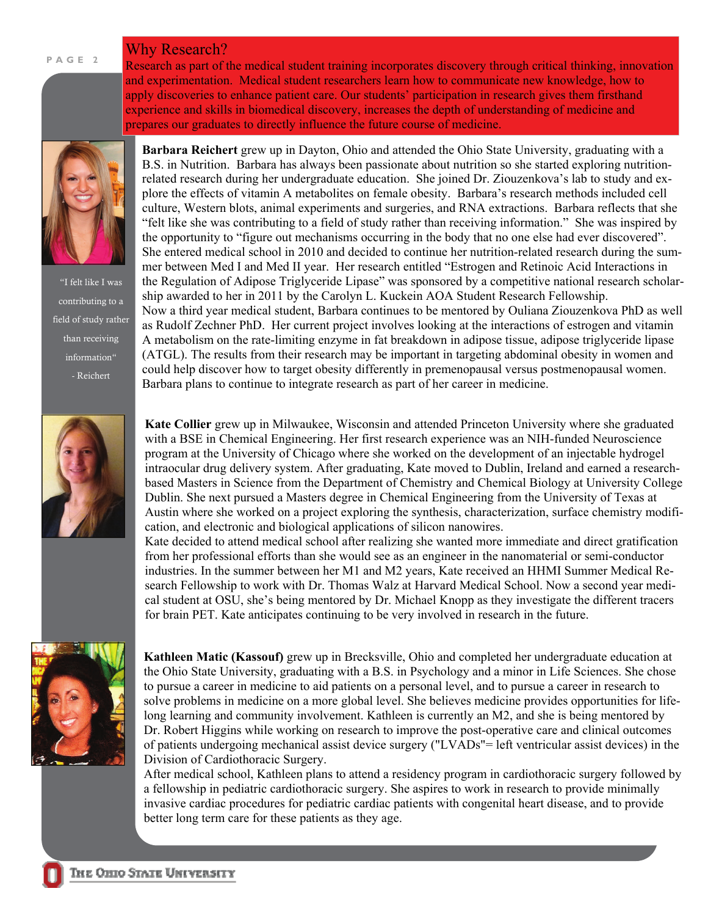## Why Research?

Research as part of the medical student training incorporates discovery through critical thinking, innovation and experimentation. Medical student researchers learn how to communicate new knowledge, how to apply discoveries to enhance patient care. Our students' participation in research gives them firsthand experience and skills in biomedical discovery, increases the depth of understanding of medicine and prepares our graduates to directly influence the future course of medicine.

> "I felt like I was contributing to a field of study rather than receiving information"
> - Reichert

**Barbara Reichert** grew up in Dayton, Ohio and attended the Ohio State University, graduating with a B.S. in Nutrition. Barbara has always been passionate about nutrition so she started exploring nutrition-related research during her undergraduate education. She joined Dr. Ziouzenkova's lab to study and explore the effects of vitamin A metabolites on female obesity. Barbara's research methods included cell culture, Western blots, animal experiments and surgeries, and RNA extractions. Barbara reflects that she "felt like she was contributing to a field of study rather than receiving information." She was inspired by the opportunity to "figure out mechanisms occurring in the body that no one else had ever discovered". She entered medical school in 2010 and decided to continue her nutrition-related research during the summer between Med I and Med II year. Her research entitled "Estrogen and Retinoic Acid Interactions in the Regulation of Adipose Triglyceride Lipase" was sponsored by a competitive national research scholarship awarded to her in 2011 by the Carolyn L. Kuckein AOA Student Research Fellowship.
Now a third year medical student, Barbara continues to be mentored by Ouliana Ziouzenkova PhD as well as Rudolf Zechner PhD. Her current project involves looking at the interactions of estrogen and vitamin A metabolism on the rate-limiting enzyme in fat breakdown in adipose tissue, adipose triglyceride lipase (ATGL). The results from their research may be important in targeting abdominal obesity in women and could help discover how to target obesity differently in premenopausal versus postmenopausal women. Barbara plans to continue to integrate research as part of her career in medicine.

**Kate Collier** grew up in Milwaukee, Wisconsin and attended Princeton University where she graduated with a BSE in Chemical Engineering. Her first research experience was an NIH-funded Neuroscience program at the University of Chicago where she worked on the development of an injectable hydrogel intraocular drug delivery system. After graduating, Kate moved to Dublin, Ireland and earned a research-based Masters in Science from the Department of Chemistry and Chemical Biology at University College Dublin. She next pursued a Masters degree in Chemical Engineering from the University of Texas at Austin where she worked on a project exploring the synthesis, characterization, surface chemistry modification, and electronic and biological applications of silicon nanowires.
Kate decided to attend medical school after realizing she wanted more immediate and direct gratification from her professional efforts than she would see as an engineer in the nanomaterial or semi-conductor industries. In the summer between her M1 and M2 years, Kate received an HHMI Summer Medical Research Fellowship to work with Dr. Thomas Walz at Harvard Medical School. Now a second year medical student at OSU, she's being mentored by Dr. Michael Knopp as they investigate the different tracers for brain PET. Kate anticipates continuing to be very involved in research in the future.

**Kathleen Matic (Kassouf)** grew up in Brecksville, Ohio and completed her undergraduate education at the Ohio State University, graduating with a B.S. in Psychology and a minor in Life Sciences. She chose to pursue a career in medicine to aid patients on a personal level, and to pursue a career in research to solve problems in medicine on a more global level. She believes medicine provides opportunities for lifelong learning and community involvement. Kathleen is currently an M2, and she is being mentored by Dr. Robert Higgins while working on research to improve the post-operative care and clinical outcomes of patients undergoing mechanical assist device surgery ("LVADs"= left ventricular assist devices) in the Division of Cardiothoracic Surgery.
After medical school, Kathleen plans to attend a residency program in cardiothoracic surgery followed by a fellowship in pediatric cardiothoracic surgery. She aspires to work in research to provide minimally invasive cardiac procedures for pediatric cardiac patients with congenital heart disease, and to provide better long term care for these patients as they age.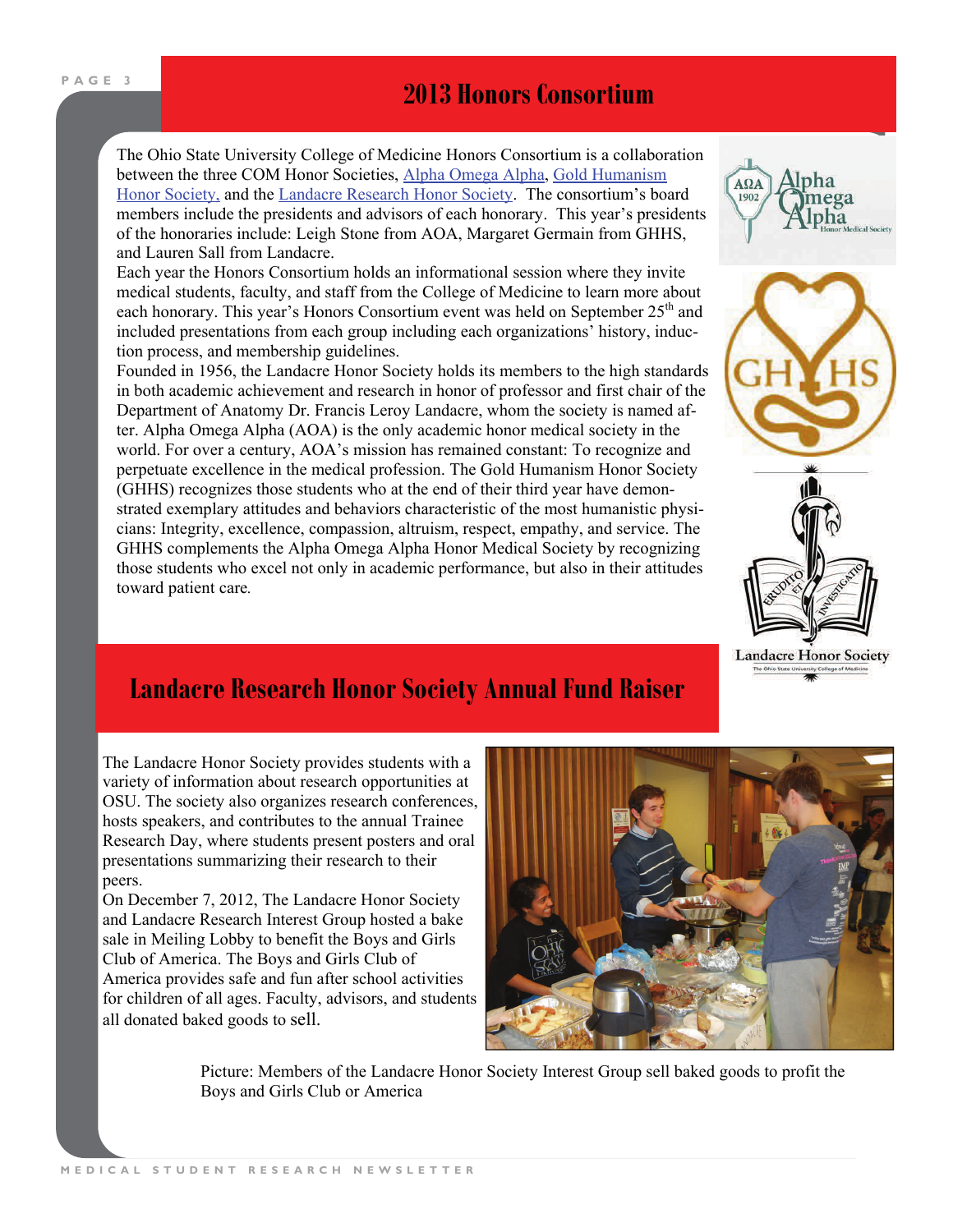## 2013 Honors Consortium

The Ohio State University College of Medicine Honors Consortium is a collaboration between the three COM Honor Societies, Alpha Omega Alpha, Gold Humanism Honor Society, and the Landacre Research Honor Society. The consortium's board members include the presidents and advisors of each honorary. This year's presidents of the honoraries include: Leigh Stone from AOA, Margaret Germain from GHHS, and Lauren Sall from Landacre.

Each year the Honors Consortium holds an informational session where they invite medical students, faculty, and staff from the College of Medicine to learn more about each honorary. This year's Honors Consortium event was held on September 25th and included presentations from each group including each organizations' history, induction process, and membership guidelines.

Founded in 1956, the Landacre Honor Society holds its members to the high standards in both academic achievement and research in honor of professor and first chair of the Department of Anatomy Dr. Francis Leroy Landacre, whom the society is named after. Alpha Omega Alpha (AOA) is the only academic honor medical society in the world. For over a century, AOA's mission has remained constant: To recognize and perpetuate excellence in the medical profession. The Gold Humanism Honor Society (GHHS) recognizes those students who at the end of their third year have demonstrated exemplary attitudes and behaviors characteristic of the most humanistic physicians: Integrity, excellence, compassion, altruism, respect, empathy, and service. The GHHS complements the Alpha Omega Alpha Honor Medical Society by recognizing those students who excel not only in academic performance, but also in their attitudes toward patient care.

## Landacre Research Honor Society Annual Fund Raiser

The Landacre Honor Society provides students with a variety of information about research opportunities at OSU. The society also organizes research conferences, hosts speakers, and contributes to the annual Trainee Research Day, where students present posters and oral presentations summarizing their research to their peers.

On December 7, 2012, The Landacre Honor Society and Landacre Research Interest Group hosted a bake sale in Meiling Lobby to benefit the Boys and Girls Club of America. The Boys and Girls Club of America provides safe and fun after school activities for children of all ages. Faculty, advisors, and students all donated baked goods to sell.

Picture: Members of the Landacre Honor Society Interest Group sell baked goods to profit the Boys and Girls Club or America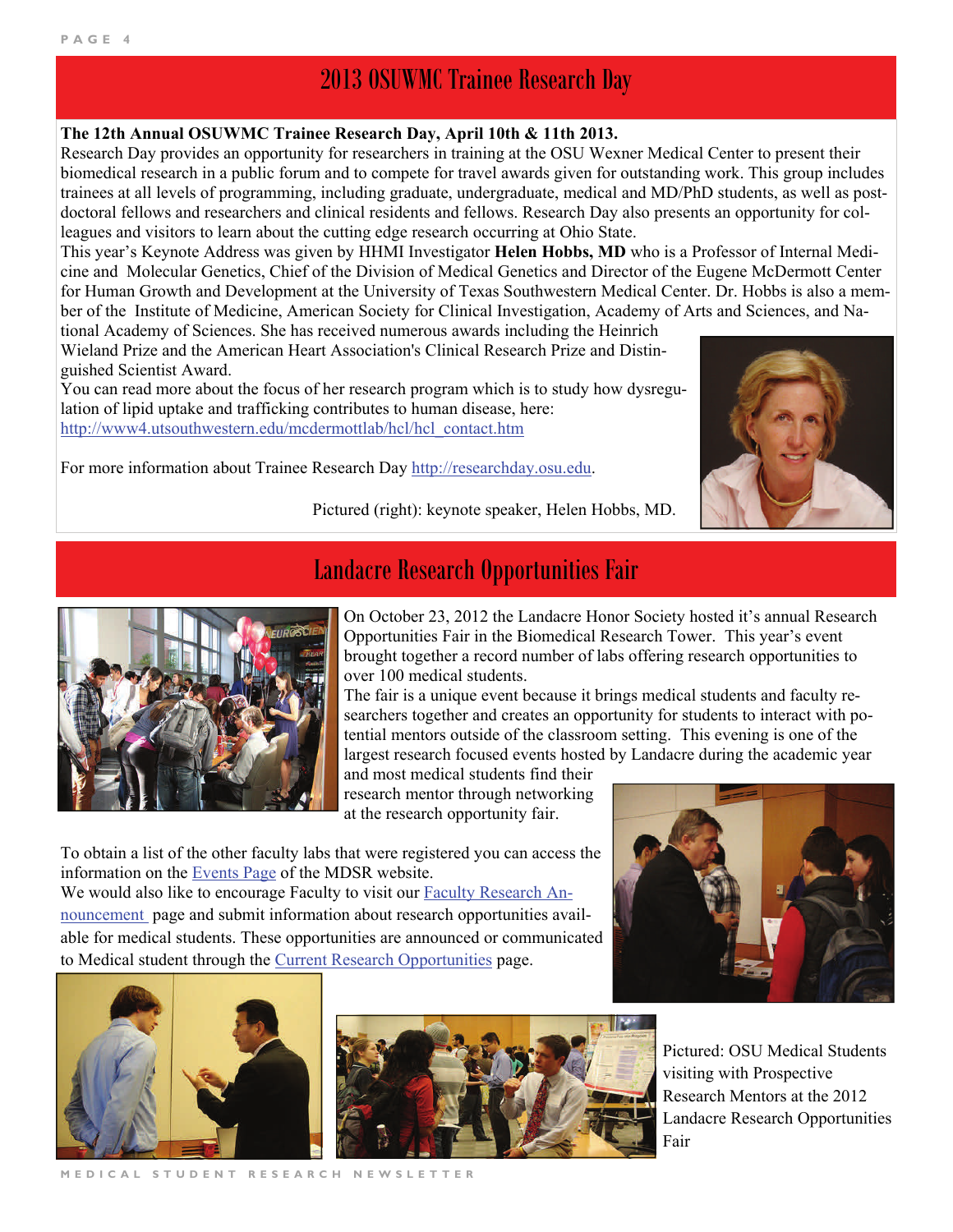# 2013 OSUWMC Trainee Research Day

**The 12th Annual OSUWMC Trainee Research Day, April 10th & 11th 2013.**

Research Day provides an opportunity for researchers in training at the OSU Wexner Medical Center to present their biomedical research in a public forum and to compete for travel awards given for outstanding work. This group includes trainees at all levels of programming, including graduate, undergraduate, medical and MD/PhD students, as well as post-doctoral fellows and researchers and clinical residents and fellows. Research Day also presents an opportunity for colleagues and visitors to learn about the cutting edge research occurring at Ohio State.

This year's Keynote Address was given by HHMI Investigator **Helen Hobbs, MD** who is a Professor of Internal Medicine and Molecular Genetics, Chief of the Division of Medical Genetics and Director of the Eugene McDermott Center for Human Growth and Development at the University of Texas Southwestern Medical Center. Dr. Hobbs is also a member of the Institute of Medicine, American Society for Clinical Investigation, Academy of Arts and Sciences, and National Academy of Sciences. She has received numerous awards including the Heinrich Wieland Prize and the American Heart Association's Clinical Research Prize and Distinguished Scientist Award.

You can read more about the focus of her research program which is to study how dysregulation of lipid uptake and trafficking contributes to human disease, here: http://www4.utsouthwestern.edu/mcdermottlab/hcl/hcl_contact.htm

For more information about Trainee Research Day http://researchday.osu.edu.

Pictured (right): keynote speaker, Helen Hobbs, MD.

# Landacre Research Opportunities Fair

On October 23, 2012 the Landacre Honor Society hosted it's annual Research Opportunities Fair in the Biomedical Research Tower. This year's event brought together a record number of labs offering research opportunities to over 100 medical students.

The fair is a unique event because it brings medical students and faculty researchers together and creates an opportunity for students to interact with potential mentors outside of the classroom setting. This evening is one of the largest research focused events hosted by Landacre during the academic year and most medical students find their research mentor through networking at the research opportunity fair.

To obtain a list of the other faculty labs that were registered you can access the information on the Events Page of the MDSR website.

We would also like to encourage Faculty to visit our Faculty Research Announcement page and submit information about research opportunities available for medical students. These opportunities are announced or communicated to Medical student through the Current Research Opportunities page.

Pictured: OSU Medical Students visiting with Prospective Research Mentors at the 2012 Landacre Research Opportunities Fair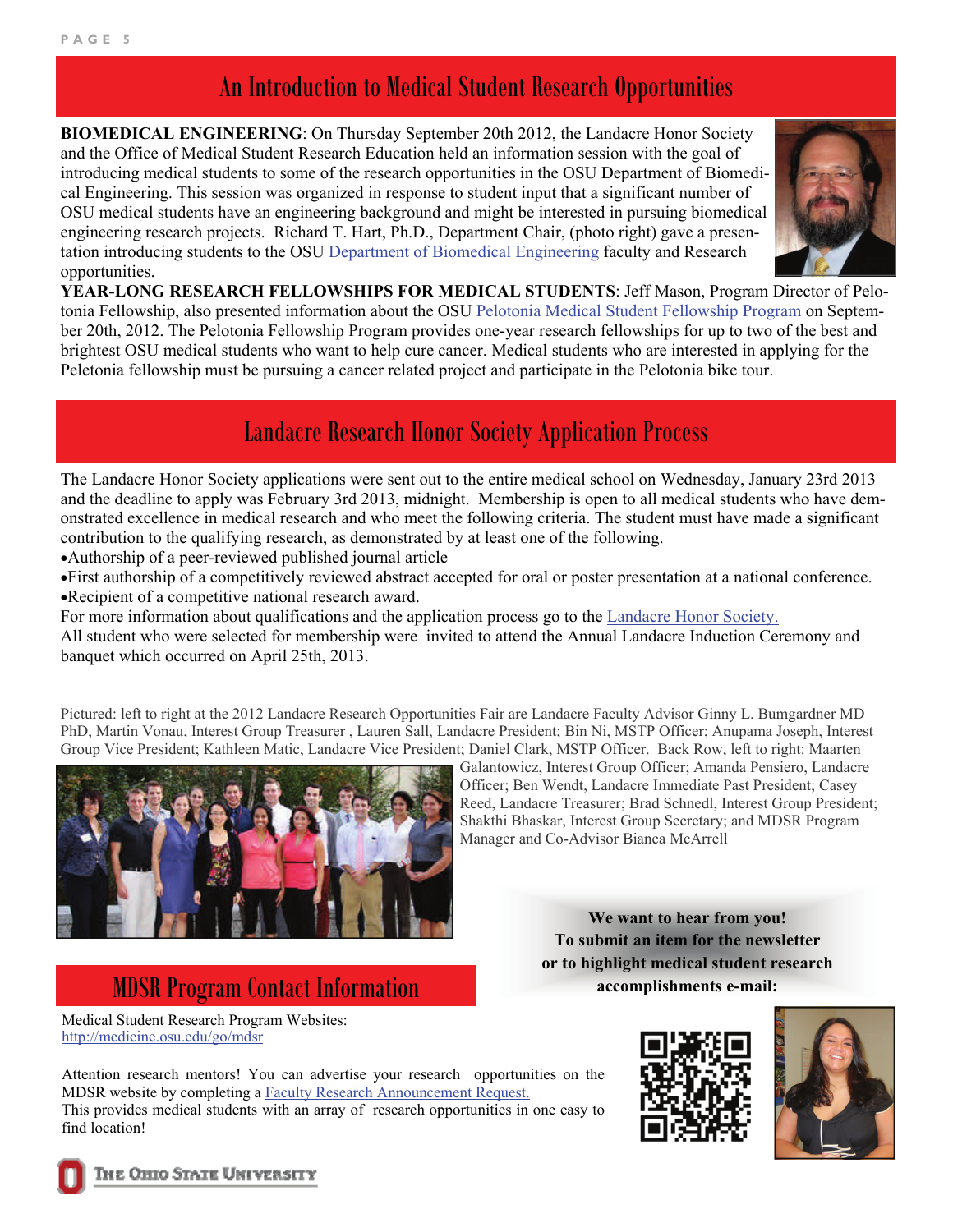## An Introduction to Medical Student Research Opportunities

**BIOMEDICAL ENGINEERING**: On Thursday September 20th 2012, the Landacre Honor Society and the Office of Medical Student Research Education held an information session with the goal of introducing medical students to some of the research opportunities in the OSU Department of Biomedical Engineering. This session was organized in response to student input that a significant number of OSU medical students have an engineering background and might be interested in pursuing biomedical engineering research projects. Richard T. Hart, Ph.D., Department Chair, (photo right) gave a presentation introducing students to the OSU Department of Biomedical Engineering faculty and Research opportunities.

**YEAR-LONG RESEARCH FELLOWSHIPS FOR MEDICAL STUDENTS**: Jeff Mason, Program Director of Pelotonia Fellowship, also presented information about the OSU Pelotonia Medical Student Fellowship Program on September 20th, 2012. The Pelotonia Fellowship Program provides one-year research fellowships for up to two of the best and brightest OSU medical students who want to help cure cancer. Medical students who are interested in applying for the Peletonia fellowship must be pursuing a cancer related project and participate in the Pelotonia bike tour.

## Landacre Research Honor Society Application Process

The Landacre Honor Society applications were sent out to the entire medical school on Wednesday, January 23rd 2013 and the deadline to apply was February 3rd 2013, midnight. Membership is open to all medical students who have demonstrated excellence in medical research and who meet the following criteria. The student must have made a significant contribution to the qualifying research, as demonstrated by at least one of the following.

- Authorship of a peer-reviewed published journal article
- First authorship of a competitively reviewed abstract accepted for oral or poster presentation at a national conference.
- Recipient of a competitive national research award.

For more information about qualifications and the application process go to the Landacre Honor Society.

All student who were selected for membership were invited to attend the Annual Landacre Induction Ceremony and banquet which occurred on April 25th, 2013.

Pictured: left to right at the 2012 Landacre Research Opportunities Fair are Landacre Faculty Advisor Ginny L. Bumgardner MD PhD, Martin Vonau, Interest Group Treasurer , Lauren Sall, Landacre President; Bin Ni, MSTP Officer; Anupama Joseph, Interest Group Vice President; Kathleen Matic, Landacre Vice President; Daniel Clark, MSTP Officer. Back Row, left to right: Maarten Galantowicz, Interest Group Officer; Amanda Pensiero, Landacre Officer; Ben Wendt, Landacre Immediate Past President; Casey Reed, Landacre Treasurer; Brad Schnedl, Interest Group President; Shakthi Bhaskar, Interest Group Secretary; and MDSR Program Manager and Co-Advisor Bianca McArrell

**We want to hear from you!**
**To submit an item for the newsletter or to highlight medical student research accomplishments e-mail:**

## MDSR Program Contact Information

Medical Student Research Program Websites:
http://medicine.osu.edu/go/mdsr

Attention research mentors! You can advertise your research opportunities on the MDSR website by completing a Faculty Research Announcement Request.
This provides medical students with an array of research opportunities in one easy to find location!

The Ohio State University